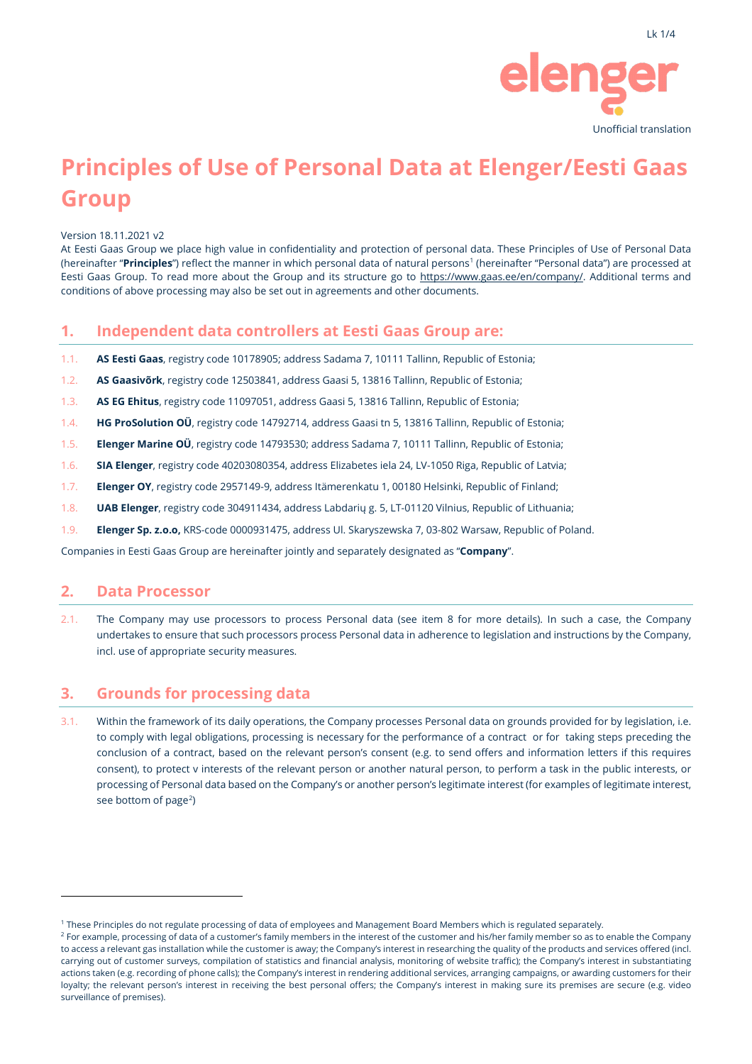Unofficial translation

# Principles of Use of Personal Data at Elenger/Eesti Gaas Group

Version 18.11.2021 v2

At Eesti Gaas Group we place high value in confidentiality and protection of personal data. These Principles of Use of Personal Data (hereinafter "**Principles**") reflect the manner in which personal data of natural persons[1] (hereinafter "Personal data") are processed at Eesti Gaas Group. To read more about the Group and its structure go to https://www.gaas.ee/en/company/. Additional terms and conditions of above processing may also be set out in agreements and other documents.

## 1. Independent data controllers at Eesti Gaas Group are:

1.1. **AS Eesti Gaas**, registry code 10178905; address Sadama 7, 10111 Tallinn, Republic of Estonia;

1.2. **AS Gaasivõrk**, registry code 12503841, address Gaasi 5, 13816 Tallinn, Republic of Estonia;

1.3. **AS EG Ehitus**, registry code 11097051, address Gaasi 5, 13816 Tallinn, Republic of Estonia;

1.4. **HG ProSolution OÜ**, registry code 14792714, address Gaasi tn 5, 13816 Tallinn, Republic of Estonia;

1.5. **Elenger Marine OÜ**, registry code 14793530; address Sadama 7, 10111 Tallinn, Republic of Estonia;

1.6. **SIA Elenger**, registry code 40203080354, address Elizabetes iela 24, LV-1050 Riga, Republic of Latvia;

1.7. **Elenger OY**, registry code 2957149-9, address Itämerenkatu 1, 00180 Helsinki, Republic of Finland;

1.8. **UAB Elenger**, registry code 304911434, address Labdarių g. 5, LT-01120 Vilnius, Republic of Lithuania;

1.9. **Elenger Sp. z.o.o,** KRS-code 0000931475, address Ul. Skaryszewska 7, 03-802 Warsaw, Republic of Poland.

Companies in Eesti Gaas Group are hereinafter jointly and separately designated as "**Company**".

## 2. Data Processor

2.1. The Company may use processors to process Personal data (see item 8 for more details). In such a case, the Company undertakes to ensure that such processors process Personal data in adherence to legislation and instructions by the Company, incl. use of appropriate security measures.

## 3. Grounds for processing data

3.1. Within the framework of its daily operations, the Company processes Personal data on grounds provided for by legislation, i.e. to comply with legal obligations, processing is necessary for the performance of a contract or for taking steps preceding the conclusion of a contract, based on the relevant person's consent (e.g. to send offers and information letters if this requires consent), to protect v interests of the relevant person or another natural person, to perform a task in the public interests, or processing of Personal data based on the Company's or another person's legitimate interest (for examples of legitimate interest, see bottom of page[2])

---

[1] These Principles do not regulate processing of data of employees and Management Board Members which is regulated separately.

[2] For example, processing of data of a customer's family members in the interest of the customer and his/her family member so as to enable the Company to access a relevant gas installation while the customer is away; the Company's interest in researching the quality of the products and services offered (incl. carrying out of customer surveys, compilation of statistics and financial analysis, monitoring of website traffic); the Company's interest in substantiating actions taken (e.g. recording of phone calls); the Company's interest in rendering additional services, arranging campaigns, or awarding customers for their loyalty; the relevant person's interest in receiving the best personal offers; the Company's interest in making sure its premises are secure (e.g. video surveillance of premises).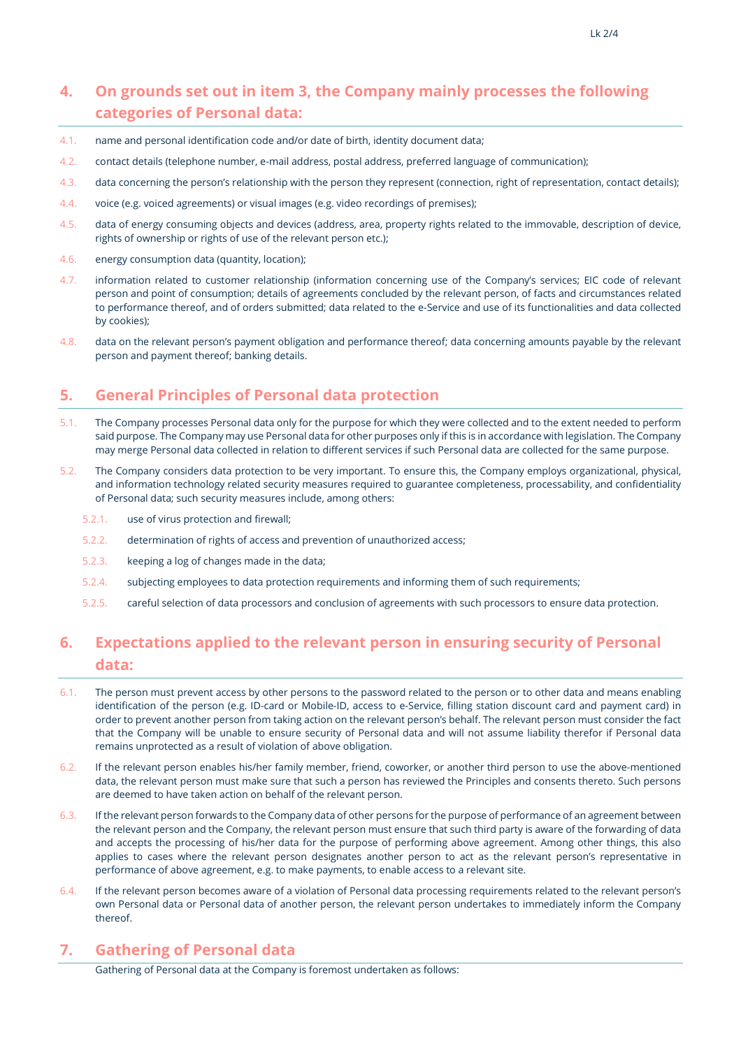## 4. On grounds set out in item 3, the Company mainly processes the following categories of Personal data:

4.1. name and personal identification code and/or date of birth, identity document data;

4.2. contact details (telephone number, e-mail address, postal address, preferred language of communication);

4.3. data concerning the person's relationship with the person they represent (connection, right of representation, contact details);

4.4. voice (e.g. voiced agreements) or visual images (e.g. video recordings of premises);

4.5. data of energy consuming objects and devices (address, area, property rights related to the immovable, description of device, rights of ownership or rights of use of the relevant person etc.);

4.6. energy consumption data (quantity, location);

4.7. information related to customer relationship (information concerning use of the Company's services; EIC code of relevant person and point of consumption; details of agreements concluded by the relevant person, of facts and circumstances related to performance thereof, and of orders submitted; data related to the e-Service and use of its functionalities and data collected by cookies);

4.8. data on the relevant person's payment obligation and performance thereof; data concerning amounts payable by the relevant person and payment thereof; banking details.

## 5. General Principles of Personal data protection

5.1. The Company processes Personal data only for the purpose for which they were collected and to the extent needed to perform said purpose. The Company may use Personal data for other purposes only if this is in accordance with legislation. The Company may merge Personal data collected in relation to different services if such Personal data are collected for the same purpose.

5.2. The Company considers data protection to be very important. To ensure this, the Company employs organizational, physical, and information technology related security measures required to guarantee completeness, processability, and confidentiality of Personal data; such security measures include, among others:

- 5.2.1. use of virus protection and firewall;
- 5.2.2. determination of rights of access and prevention of unauthorized access;
- 5.2.3. keeping a log of changes made in the data;
- 5.2.4. subjecting employees to data protection requirements and informing them of such requirements;
- 5.2.5. careful selection of data processors and conclusion of agreements with such processors to ensure data protection.

## 6. Expectations applied to the relevant person in ensuring security of Personal data:

6.1. The person must prevent access by other persons to the password related to the person or to other data and means enabling identification of the person (e.g. ID-card or Mobile-ID, access to e-Service, filling station discount card and payment card) in order to prevent another person from taking action on the relevant person's behalf. The relevant person must consider the fact that the Company will be unable to ensure security of Personal data and will not assume liability therefor if Personal data remains unprotected as a result of violation of above obligation.

6.2. If the relevant person enables his/her family member, friend, coworker, or another third person to use the above-mentioned data, the relevant person must make sure that such a person has reviewed the Principles and consents thereto. Such persons are deemed to have taken action on behalf of the relevant person.

6.3. If the relevant person forwards to the Company data of other persons for the purpose of performance of an agreement between the relevant person and the Company, the relevant person must ensure that such third party is aware of the forwarding of data and accepts the processing of his/her data for the purpose of performing above agreement. Among other things, this also applies to cases where the relevant person designates another person to act as the relevant person's representative in performance of above agreement, e.g. to make payments, to enable access to a relevant site.

6.4. If the relevant person becomes aware of a violation of Personal data processing requirements related to the relevant person's own Personal data or Personal data of another person, the relevant person undertakes to immediately inform the Company thereof.

## 7. Gathering of Personal data

Gathering of Personal data at the Company is foremost undertaken as follows: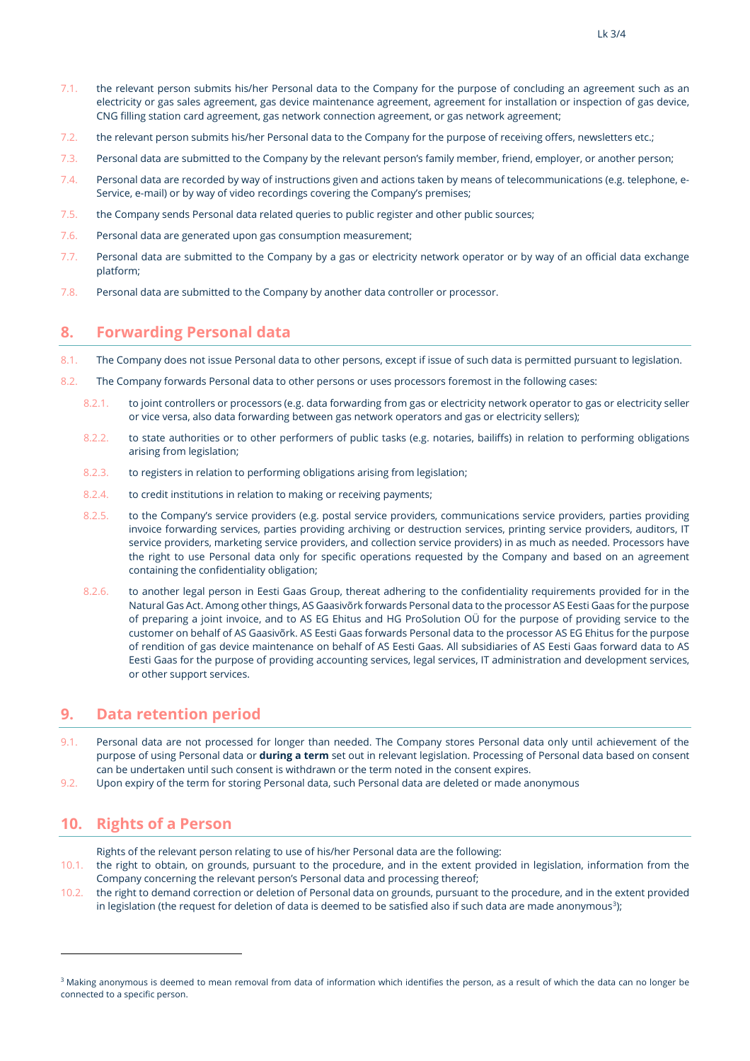7.1. the relevant person submits his/her Personal data to the Company for the purpose of concluding an agreement such as an electricity or gas sales agreement, gas device maintenance agreement, agreement for installation or inspection of gas device, CNG filling station card agreement, gas network connection agreement, or gas network agreement;

7.2. the relevant person submits his/her Personal data to the Company for the purpose of receiving offers, newsletters etc.;

7.3. Personal data are submitted to the Company by the relevant person's family member, friend, employer, or another person;

7.4. Personal data are recorded by way of instructions given and actions taken by means of telecommunications (e.g. telephone, e-Service, e-mail) or by way of video recordings covering the Company's premises;

7.5. the Company sends Personal data related queries to public register and other public sources;

7.6. Personal data are generated upon gas consumption measurement;

7.7. Personal data are submitted to the Company by a gas or electricity network operator or by way of an official data exchange platform;

7.8. Personal data are submitted to the Company by another data controller or processor.

## 8. Forwarding Personal data

8.1. The Company does not issue Personal data to other persons, except if issue of such data is permitted pursuant to legislation.

8.2. The Company forwards Personal data to other persons or uses processors foremost in the following cases:

8.2.1. to joint controllers or processors (e.g. data forwarding from gas or electricity network operator to gas or electricity seller or vice versa, also data forwarding between gas network operators and gas or electricity sellers);

8.2.2. to state authorities or to other performers of public tasks (e.g. notaries, bailiffs) in relation to performing obligations arising from legislation;

8.2.3. to registers in relation to performing obligations arising from legislation;

8.2.4. to credit institutions in relation to making or receiving payments;

8.2.5. to the Company's service providers (e.g. postal service providers, communications service providers, parties providing invoice forwarding services, parties providing archiving or destruction services, printing service providers, auditors, IT service providers, marketing service providers, and collection service providers) in as much as needed. Processors have the right to use Personal data only for specific operations requested by the Company and based on an agreement containing the confidentiality obligation;

8.2.6. to another legal person in Eesti Gaas Group, thereat adhering to the confidentiality requirements provided for in the Natural Gas Act. Among other things, AS Gaasivõrk forwards Personal data to the processor AS Eesti Gaas for the purpose of preparing a joint invoice, and to AS EG Ehitus and HG ProSolution OÜ for the purpose of providing service to the customer on behalf of AS Gaasivõrk. AS Eesti Gaas forwards Personal data to the processor AS EG Ehitus for the purpose of rendition of gas device maintenance on behalf of AS Eesti Gaas. All subsidiaries of AS Eesti Gaas forward data to AS Eesti Gaas for the purpose of providing accounting services, legal services, IT administration and development services, or other support services.

## 9. Data retention period

9.1. Personal data are not processed for longer than needed. The Company stores Personal data only until achievement of the purpose of using Personal data or **during a term** set out in relevant legislation. Processing of Personal data based on consent can be undertaken until such consent is withdrawn or the term noted in the consent expires.

9.2. Upon expiry of the term for storing Personal data, such Personal data are deleted or made anonymous

## 10. Rights of a Person

Rights of the relevant person relating to use of his/her Personal data are the following:

10.1. the right to obtain, on grounds, pursuant to the procedure, and in the extent provided in legislation, information from the Company concerning the relevant person's Personal data and processing thereof;

10.2. the right to demand correction or deletion of Personal data on grounds, pursuant to the procedure, and in the extent provided in legislation (the request for deletion of data is deemed to be satisfied also if such data are made anonymous[3]);

---

[3] Making anonymous is deemed to mean removal from data of information which identifies the person, as a result of which the data can no longer be connected to a specific person.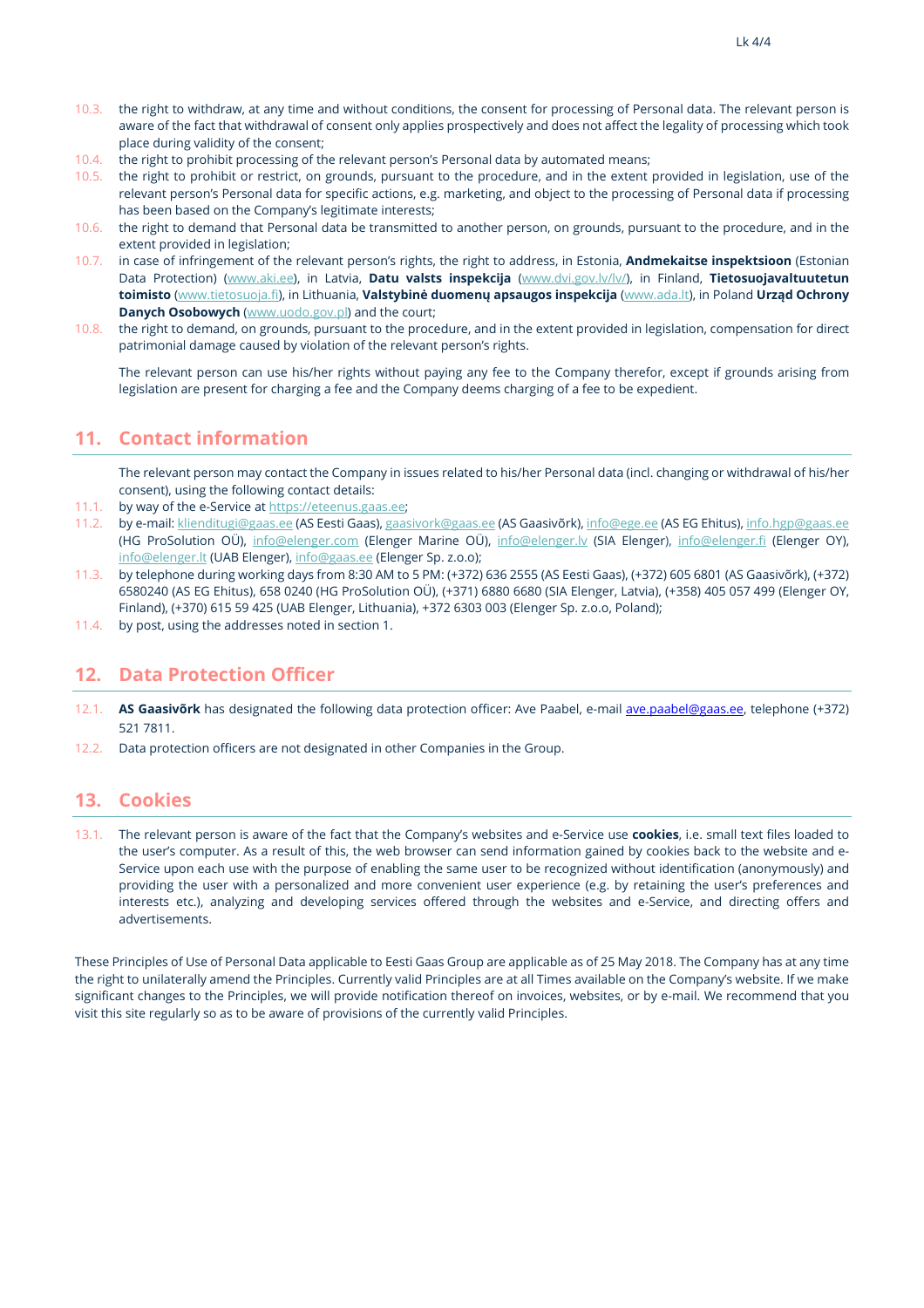10.3. the right to withdraw, at any time and without conditions, the consent for processing of Personal data. The relevant person is aware of the fact that withdrawal of consent only applies prospectively and does not affect the legality of processing which took place during validity of the consent;

10.4. the right to prohibit processing of the relevant person's Personal data by automated means;

10.5. the right to prohibit or restrict, on grounds, pursuant to the procedure, and in the extent provided in legislation, use of the relevant person's Personal data for specific actions, e.g. marketing, and object to the processing of Personal data if processing has been based on the Company's legitimate interests;

10.6. the right to demand that Personal data be transmitted to another person, on grounds, pursuant to the procedure, and in the extent provided in legislation;

10.7. in case of infringement of the relevant person's rights, the right to address, in Estonia, **Andmekaitse inspektsioon** (Estonian Data Protection) (www.aki.ee), in Latvia, **Datu valsts inspekcija** (www.dvi.gov.lv/lv/), in Finland, **Tietosuojavaltuutetun toimisto** (www.tietosuoja.fi), in Lithuania, **Valstybinė duomenų apsaugos inspekcija** (www.ada.lt), in Poland **Urząd Ochrony Danych Osobowych** (www.uodo.gov.pl) and the court;

10.8. the right to demand, on grounds, pursuant to the procedure, and in the extent provided in legislation, compensation for direct patrimonial damage caused by violation of the relevant person's rights.

The relevant person can use his/her rights without paying any fee to the Company therefor, except if grounds arising from legislation are present for charging a fee and the Company deems charging of a fee to be expedient.

## 11. Contact information

The relevant person may contact the Company in issues related to his/her Personal data (incl. changing or withdrawal of his/her consent), using the following contact details:

11.1. by way of the e-Service at https://eteenus.gaas.ee;

11.2. by e-mail: klienditugi@gaas.ee (AS Eesti Gaas), gaasivork@gaas.ee (AS Gaasivõrk), info@ege.ee (AS EG Ehitus), info.hgp@gaas.ee (HG ProSolution OÜ), info@elenger.com (Elenger Marine OÜ), info@elenger.lv (SIA Elenger), info@elenger.fi (Elenger OY), info@elenger.lt (UAB Elenger), info@gaas.ee (Elenger Sp. z.o.o);

11.3. by telephone during working days from 8:30 AM to 5 PM: (+372) 636 2555 (AS Eesti Gaas), (+372) 605 6801 (AS Gaasivõrk), (+372) 6580240 (AS EG Ehitus), 658 0240 (HG ProSolution OÜ), (+371) 6880 6680 (SIA Elenger, Latvia), (+358) 405 057 499 (Elenger OY, Finland), (+370) 615 59 425 (UAB Elenger, Lithuania), +372 6303 003 (Elenger Sp. z.o.o, Poland);

11.4. by post, using the addresses noted in section 1.

## 12. Data Protection Officer

12.1. **AS Gaasivõrk** has designated the following data protection officer: Ave Paabel, e-mail ave.paabel@gaas.ee, telephone (+372) 521 7811.

12.2. Data protection officers are not designated in other Companies in the Group.

## 13. Cookies

13.1. The relevant person is aware of the fact that the Company's websites and e-Service use **cookies**, i.e. small text files loaded to the user's computer. As a result of this, the web browser can send information gained by cookies back to the website and e-Service upon each use with the purpose of enabling the same user to be recognized without identification (anonymously) and providing the user with a personalized and more convenient user experience (e.g. by retaining the user's preferences and interests etc.), analyzing and developing services offered through the websites and e-Service, and directing offers and advertisements.

These Principles of Use of Personal Data applicable to Eesti Gaas Group are applicable as of 25 May 2018. The Company has at any time the right to unilaterally amend the Principles. Currently valid Principles are at all Times available on the Company's website. If we make significant changes to the Principles, we will provide notification thereof on invoices, websites, or by e-mail. We recommend that you visit this site regularly so as to be aware of provisions of the currently valid Principles.